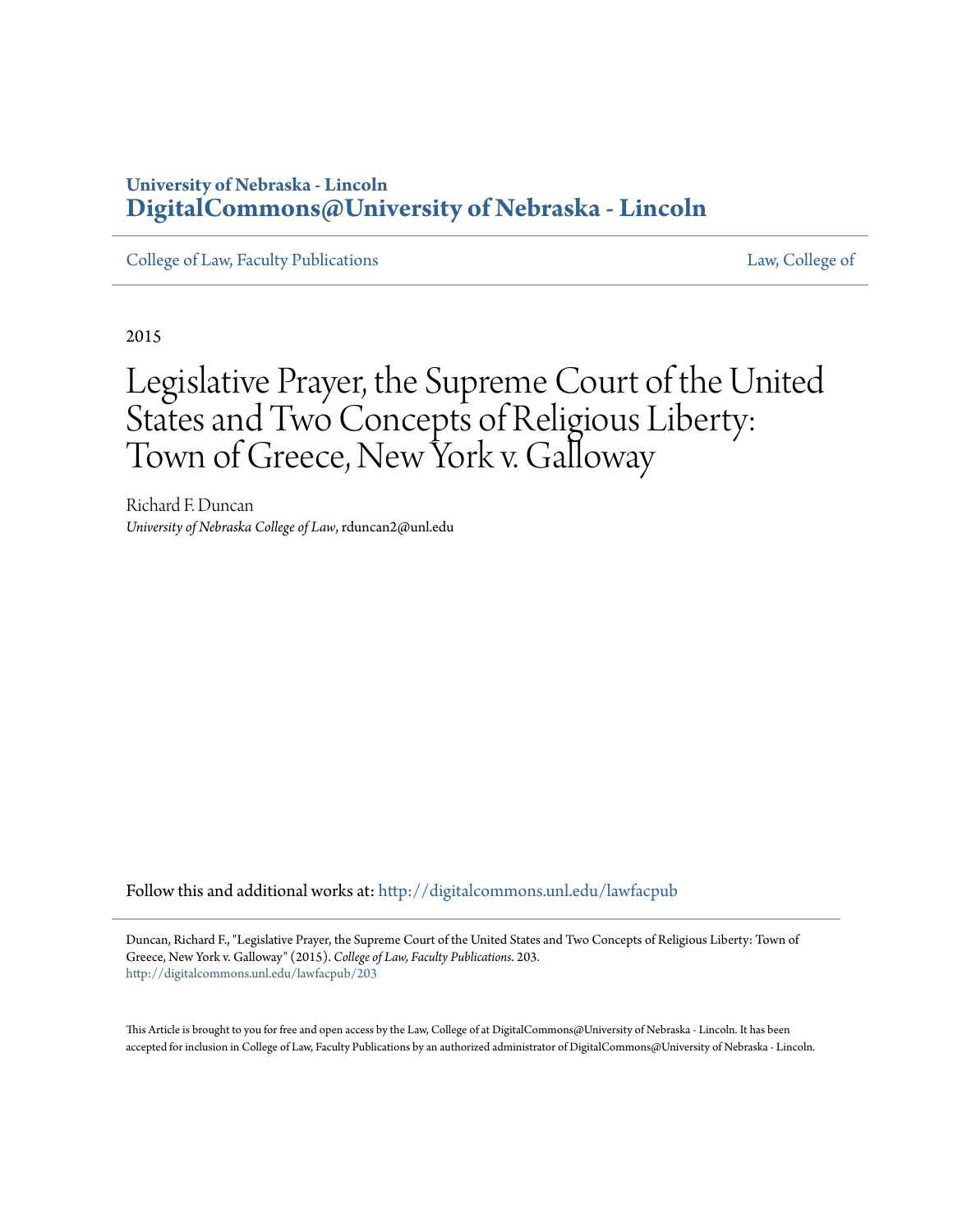**University of Nebraska - Lincoln**
**DigitalCommons@University of Nebraska - Lincoln**

College of Law, Faculty Publications | Law, College of

2015

# Legislative Prayer, the Supreme Court of the United States and Two Concepts of Religious Liberty: Town of Greece, New York v. Galloway

Richard F. Duncan
*University of Nebraska College of Law*, rduncan2@unl.edu

Follow this and additional works at: http://digitalcommons.unl.edu/lawfacpub

Duncan, Richard F., "Legislative Prayer, the Supreme Court of the United States and Two Concepts of Religious Liberty: Town of Greece, New York v. Galloway" (2015). *College of Law, Faculty Publications*. 203.
http://digitalcommons.unl.edu/lawfacpub/203

This Article is brought to you for free and open access by the Law, College of at DigitalCommons@University of Nebraska - Lincoln. It has been accepted for inclusion in College of Law, Faculty Publications by an authorized administrator of DigitalCommons@University of Nebraska - Lincoln.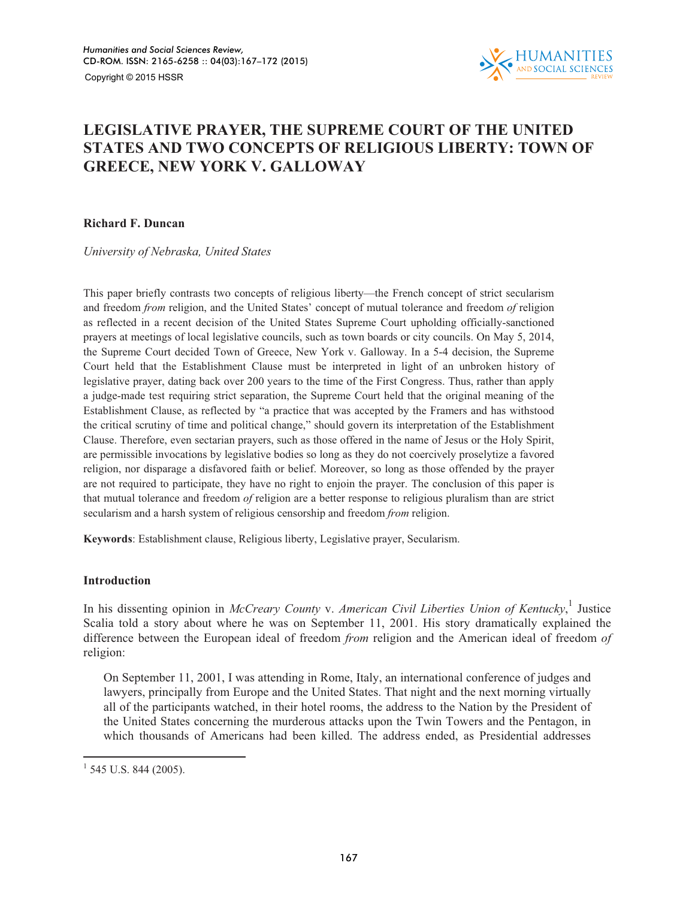# LEGISLATIVE PRAYER, THE SUPREME COURT OF THE UNITED STATES AND TWO CONCEPTS OF RELIGIOUS LIBERTY: TOWN OF GREECE, NEW YORK V. GALLOWAY

**Richard F. Duncan**

*University of Nebraska, United States*

This paper briefly contrasts two concepts of religious liberty—the French concept of strict secularism and freedom *from* religion, and the United States' concept of mutual tolerance and freedom *of* religion as reflected in a recent decision of the United States Supreme Court upholding officially-sanctioned prayers at meetings of local legislative councils, such as town boards or city councils. On May 5, 2014, the Supreme Court decided Town of Greece, New York v. Galloway. In a 5-4 decision, the Supreme Court held that the Establishment Clause must be interpreted in light of an unbroken history of legislative prayer, dating back over 200 years to the time of the First Congress. Thus, rather than apply a judge-made test requiring strict separation, the Supreme Court held that the original meaning of the Establishment Clause, as reflected by "a practice that was accepted by the Framers and has withstood the critical scrutiny of time and political change," should govern its interpretation of the Establishment Clause. Therefore, even sectarian prayers, such as those offered in the name of Jesus or the Holy Spirit, are permissible invocations by legislative bodies so long as they do not coercively proselytize a favored religion, nor disparage a disfavored faith or belief. Moreover, so long as those offended by the prayer are not required to participate, they have no right to enjoin the prayer. The conclusion of this paper is that mutual tolerance and freedom *of* religion are a better response to religious pluralism than are strict secularism and a harsh system of religious censorship and freedom *from* religion.

**Keywords**: Establishment clause, Religious liberty, Legislative prayer, Secularism.

## Introduction

In his dissenting opinion in *McCreary County* v. *American Civil Liberties Union of Kentucky*,[1] Justice Scalia told a story about where he was on September 11, 2001. His story dramatically explained the difference between the European ideal of freedom *from* religion and the American ideal of freedom *of* religion:

> On September 11, 2001, I was attending in Rome, Italy, an international conference of judges and lawyers, principally from Europe and the United States. That night and the next morning virtually all of the participants watched, in their hotel rooms, the address to the Nation by the President of the United States concerning the murderous attacks upon the Twin Towers and the Pentagon, in which thousands of Americans had been killed. The address ended, as Presidential addresses

[1] 545 U.S. 844 (2005).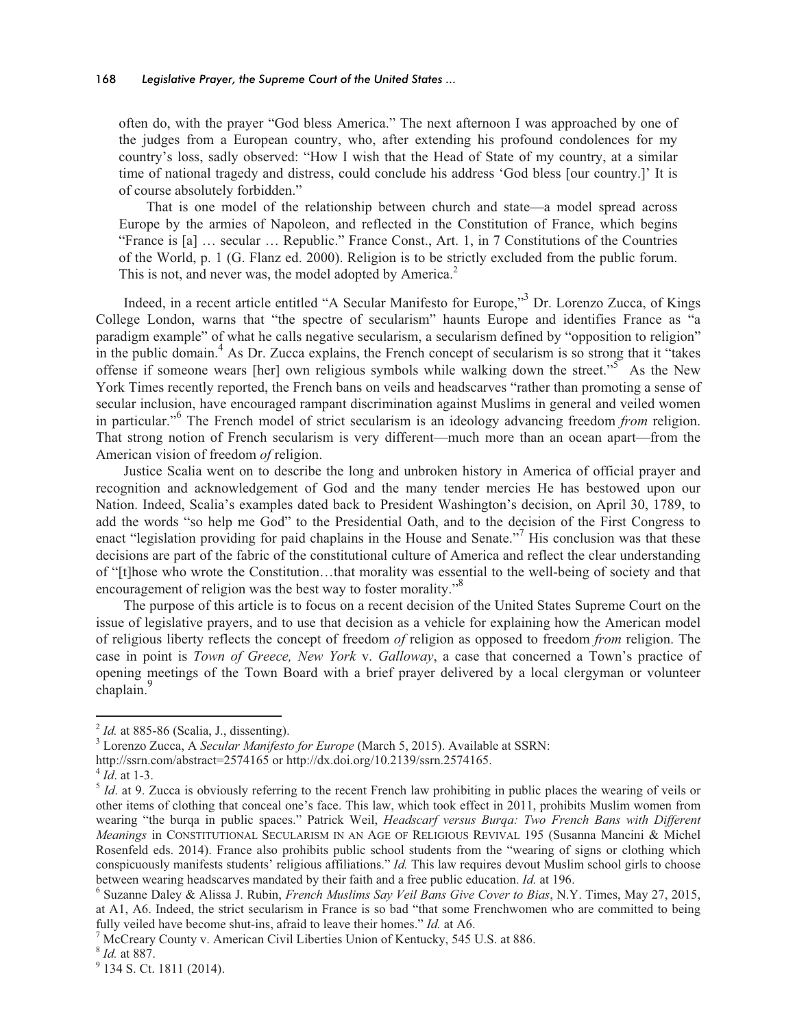often do, with the prayer "God bless America." The next afternoon I was approached by one of the judges from a European country, who, after extending his profound condolences for my country's loss, sadly observed: "How I wish that the Head of State of my country, at a similar time of national tragedy and distress, could conclude his address 'God bless [our country.]' It is of course absolutely forbidden."

> That is one model of the relationship between church and state—a model spread across Europe by the armies of Napoleon, and reflected in the Constitution of France, which begins "France is [a] … secular … Republic." France Const., Art. 1, in 7 Constitutions of the Countries of the World, p. 1 (G. Flanz ed. 2000). Religion is to be strictly excluded from the public forum. This is not, and never was, the model adopted by America.[2]

Indeed, in a recent article entitled "A Secular Manifesto for Europe,"[3] Dr. Lorenzo Zucca, of Kings College London, warns that "the spectre of secularism" haunts Europe and identifies France as "a paradigm example" of what he calls negative secularism, a secularism defined by "opposition to religion" in the public domain.[4] As Dr. Zucca explains, the French concept of secularism is so strong that it "takes offense if someone wears [her] own religious symbols while walking down the street."[5] As the New York Times recently reported, the French bans on veils and headscarves "rather than promoting a sense of secular inclusion, have encouraged rampant discrimination against Muslims in general and veiled women in particular."[6] The French model of strict secularism is an ideology advancing freedom *from* religion. That strong notion of French secularism is very different—much more than an ocean apart—from the American vision of freedom *of* religion.

Justice Scalia went on to describe the long and unbroken history in America of official prayer and recognition and acknowledgement of God and the many tender mercies He has bestowed upon our Nation. Indeed, Scalia's examples dated back to President Washington's decision, on April 30, 1789, to add the words "so help me God" to the Presidential Oath, and to the decision of the First Congress to enact "legislation providing for paid chaplains in the House and Senate."[7] His conclusion was that these decisions are part of the fabric of the constitutional culture of America and reflect the clear understanding of "[t]hose who wrote the Constitution…that morality was essential to the well-being of society and that encouragement of religion was the best way to foster morality."[8]

The purpose of this article is to focus on a recent decision of the United States Supreme Court on the issue of legislative prayers, and to use that decision as a vehicle for explaining how the American model of religious liberty reflects the concept of freedom *of* religion as opposed to freedom *from* religion. The case in point is *Town of Greece, New York* v. *Galloway*, a case that concerned a Town's practice of opening meetings of the Town Board with a brief prayer delivered by a local clergyman or volunteer chaplain.[9]

---

[2] *Id.* at 885-86 (Scalia, J., dissenting).

[3] Lorenzo Zucca, A *Secular Manifesto for Europe* (March 5, 2015). Available at SSRN: http://ssrn.com/abstract=2574165 or http://dx.doi.org/10.2139/ssrn.2574165.

[4] *Id*. at 1-3.

[5] *Id*. at 9. Zucca is obviously referring to the recent French law prohibiting in public places the wearing of veils or other items of clothing that conceal one's face. This law, which took effect in 2011, prohibits Muslim women from wearing "the burqa in public spaces." Patrick Weil, *Headscarf versus Burqa: Two French Bans with Different Meanings* in CONSTITUTIONAL SECULARISM IN AN AGE OF RELIGIOUS REVIVAL 195 (Susanna Mancini & Michel Rosenfeld eds. 2014). France also prohibits public school students from the "wearing of signs or clothing which conspicuously manifests students' religious affiliations." *Id.* This law requires devout Muslim school girls to choose between wearing headscarves mandated by their faith and a free public education. *Id.* at 196.

[6] Suzanne Daley & Alissa J. Rubin, *French Muslims Say Veil Bans Give Cover to Bias*, N.Y. Times, May 27, 2015, at A1, A6. Indeed, the strict secularism in France is so bad "that some Frenchwomen who are committed to being fully veiled have become shut-ins, afraid to leave their homes." *Id.* at A6.

[7] McCreary County v. American Civil Liberties Union of Kentucky, 545 U.S. at 886.

[8] *Id.* at 887.

[9] 134 S. Ct. 1811 (2014).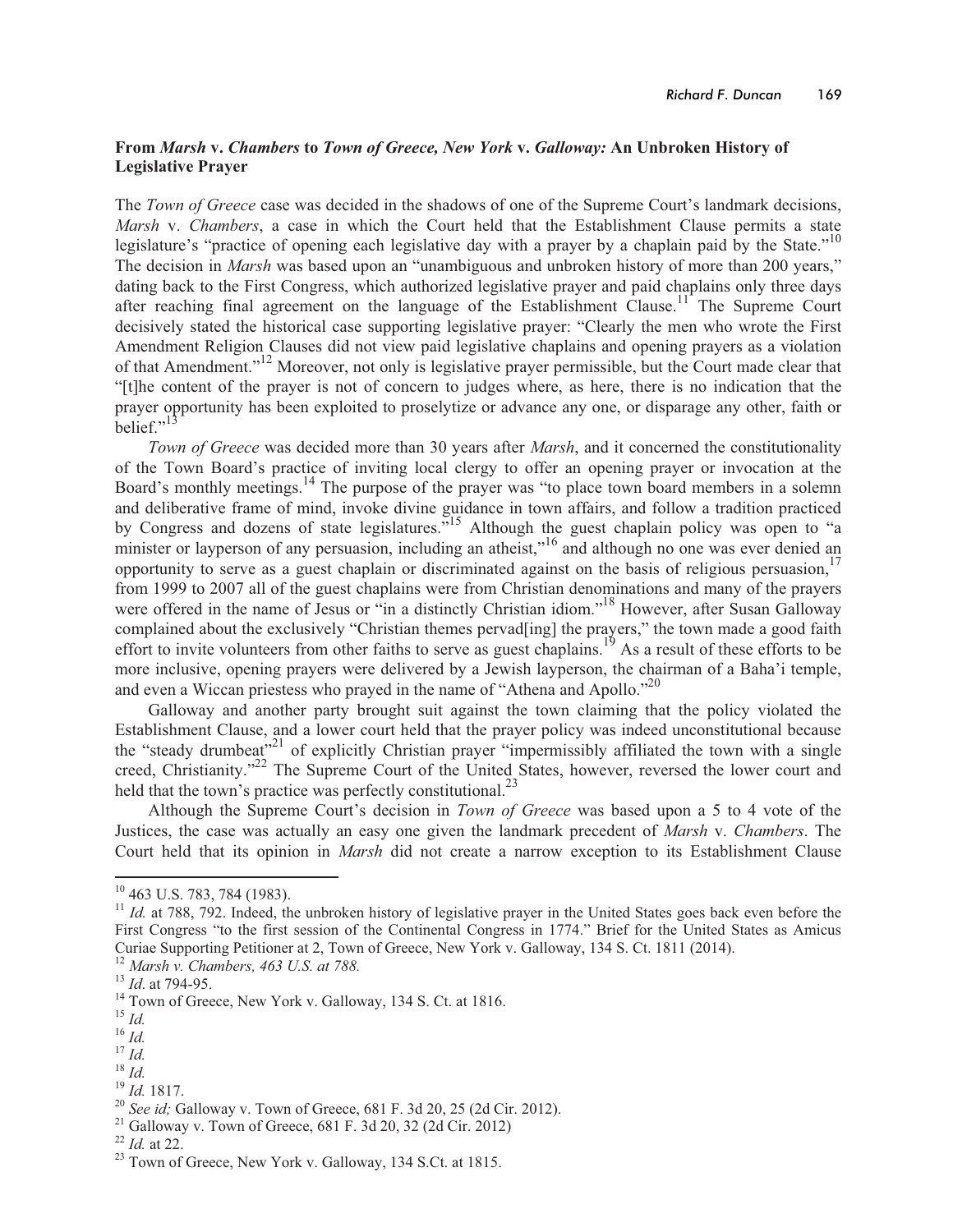### From *Marsh* v. *Chambers* to *Town of Greece, New York* v. *Galloway:* An Unbroken History of Legislative Prayer

The *Town of Greece* case was decided in the shadows of one of the Supreme Court's landmark decisions, *Marsh* v. *Chambers*, a case in which the Court held that the Establishment Clause permits a state legislature's "practice of opening each legislative day with a prayer by a chaplain paid by the State."[10] The decision in *Marsh* was based upon an "unambiguous and unbroken history of more than 200 years," dating back to the First Congress, which authorized legislative prayer and paid chaplains only three days after reaching final agreement on the language of the Establishment Clause.[11] The Supreme Court decisively stated the historical case supporting legislative prayer: "Clearly the men who wrote the First Amendment Religion Clauses did not view paid legislative chaplains and opening prayers as a violation of that Amendment."[12] Moreover, not only is legislative prayer permissible, but the Court made clear that "[t]he content of the prayer is not of concern to judges where, as here, there is no indication that the prayer opportunity has been exploited to proselytize or advance any one, or disparage any other, faith or belief."[13]

*Town of Greece* was decided more than 30 years after *Marsh*, and it concerned the constitutionality of the Town Board's practice of inviting local clergy to offer an opening prayer or invocation at the Board's monthly meetings.[14] The purpose of the prayer was "to place town board members in a solemn and deliberative frame of mind, invoke divine guidance in town affairs, and follow a tradition practiced by Congress and dozens of state legislatures."[15] Although the guest chaplain policy was open to "a minister or layperson of any persuasion, including an atheist,"[16] and although no one was ever denied an opportunity to serve as a guest chaplain or discriminated against on the basis of religious persuasion,[17] from 1999 to 2007 all of the guest chaplains were from Christian denominations and many of the prayers were offered in the name of Jesus or "in a distinctly Christian idiom."[18] However, after Susan Galloway complained about the exclusively "Christian themes pervad[ing] the prayers," the town made a good faith effort to invite volunteers from other faiths to serve as guest chaplains.[19] As a result of these efforts to be more inclusive, opening prayers were delivered by a Jewish layperson, the chairman of a Baha'i temple, and even a Wiccan priestess who prayed in the name of "Athena and Apollo."[20]

Galloway and another party brought suit against the town claiming that the policy violated the Establishment Clause, and a lower court held that the prayer policy was indeed unconstitutional because the "steady drumbeat"[21] of explicitly Christian prayer "impermissibly affiliated the town with a single creed, Christianity."[22] The Supreme Court of the United States, however, reversed the lower court and held that the town's practice was perfectly constitutional.[23]

Although the Supreme Court's decision in *Town of Greece* was based upon a 5 to 4 vote of the Justices, the case was actually an easy one given the landmark precedent of *Marsh* v. *Chambers*. The Court held that its opinion in *Marsh* did not create a narrow exception to its Establishment Clause

---

[10] 463 U.S. 783, 784 (1983).

[11] *Id.* at 788, 792. Indeed, the unbroken history of legislative prayer in the United States goes back even before the First Congress "to the first session of the Continental Congress in 1774." Brief for the United States as Amicus Curiae Supporting Petitioner at 2, Town of Greece, New York v. Galloway, 134 S. Ct. 1811 (2014).

[12] *Marsh v. Chambers, 463 U.S. at 788.*

[13] *Id*. at 794-95.

[14] Town of Greece, New York v. Galloway, 134 S. Ct. at 1816.

[15] *Id.*

[16] *Id.*

[17] *Id.*

[18] *Id.*

[19] *Id.* 1817.

[20] *See id;* Galloway v. Town of Greece, 681 F. 3d 20, 25 (2d Cir. 2012).

[21] Galloway v. Town of Greece, 681 F. 3d 20, 32 (2d Cir. 2012)

[22] *Id.* at 22.

[23] Town of Greece, New York v. Galloway, 134 S.Ct. at 1815.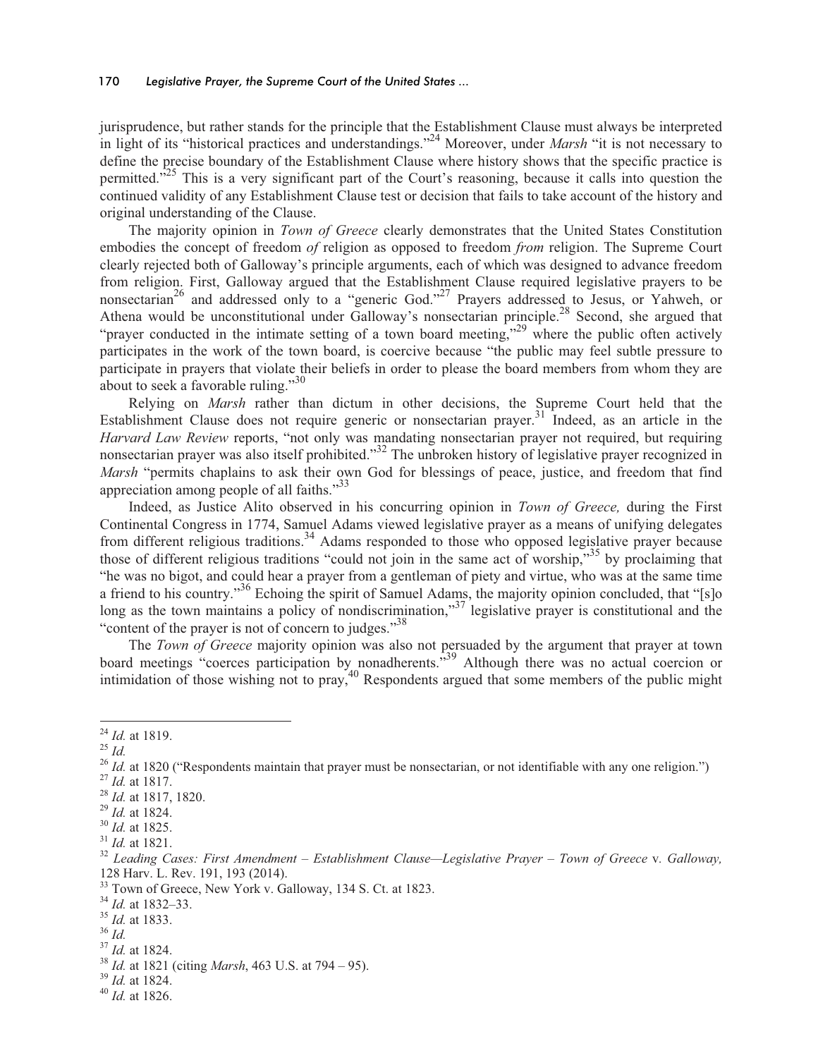jurisprudence, but rather stands for the principle that the Establishment Clause must always be interpreted in light of its "historical practices and understandings."[24] Moreover, under *Marsh* "it is not necessary to define the precise boundary of the Establishment Clause where history shows that the specific practice is permitted."[25] This is a very significant part of the Court's reasoning, because it calls into question the continued validity of any Establishment Clause test or decision that fails to take account of the history and original understanding of the Clause.

The majority opinion in *Town of Greece* clearly demonstrates that the United States Constitution embodies the concept of freedom *of* religion as opposed to freedom *from* religion. The Supreme Court clearly rejected both of Galloway's principle arguments, each of which was designed to advance freedom from religion. First, Galloway argued that the Establishment Clause required legislative prayers to be nonsectarian[26] and addressed only to a "generic God."[27] Prayers addressed to Jesus, or Yahweh, or Athena would be unconstitutional under Galloway's nonsectarian principle.[28] Second, she argued that "prayer conducted in the intimate setting of a town board meeting,"[29] where the public often actively participates in the work of the town board, is coercive because "the public may feel subtle pressure to participate in prayers that violate their beliefs in order to please the board members from whom they are about to seek a favorable ruling."[30]

Relying on *Marsh* rather than dictum in other decisions, the Supreme Court held that the Establishment Clause does not require generic or nonsectarian prayer.[31] Indeed, as an article in the *Harvard Law Review* reports, "not only was mandating nonsectarian prayer not required, but requiring nonsectarian prayer was also itself prohibited."[32] The unbroken history of legislative prayer recognized in *Marsh* "permits chaplains to ask their own God for blessings of peace, justice, and freedom that find appreciation among people of all faiths."[33]

Indeed, as Justice Alito observed in his concurring opinion in *Town of Greece,* during the First Continental Congress in 1774, Samuel Adams viewed legislative prayer as a means of unifying delegates from different religious traditions.[34] Adams responded to those who opposed legislative prayer because those of different religious traditions "could not join in the same act of worship,"[35] by proclaiming that "he was no bigot, and could hear a prayer from a gentleman of piety and virtue, who was at the same time a friend to his country."[36] Echoing the spirit of Samuel Adams, the majority opinion concluded, that "[s]o long as the town maintains a policy of nondiscrimination,"[37] legislative prayer is constitutional and the "content of the prayer is not of concern to judges."[38]

The *Town of Greece* majority opinion was also not persuaded by the argument that prayer at town board meetings "coerces participation by nonadherents."[39] Although there was no actual coercion or intimidation of those wishing not to pray,[40] Respondents argued that some members of the public might

---

[24] *Id.* at 1819.

[25] *Id.*

[26] *Id.* at 1820 ("Respondents maintain that prayer must be nonsectarian, or not identifiable with any one religion.")

[27] *Id.* at 1817.

[28] *Id.* at 1817, 1820.

[29] *Id.* at 1824.

[30] *Id.* at 1825.

[31] *Id.* at 1821.

[32] *Leading Cases: First Amendment – Establishment Clause—Legislative Prayer – Town of Greece* v. *Galloway,* 128 Harv. L. Rev. 191, 193 (2014).

[33] Town of Greece, New York v. Galloway, 134 S. Ct. at 1823.

[34] *Id.* at 1832–33.

[35] *Id.* at 1833.

[36] *Id.*

[37] *Id.* at 1824.

[38] *Id.* at 1821 (citing *Marsh*, 463 U.S. at 794 – 95).

[39] *Id.* at 1824.

[40] *Id.* at 1826.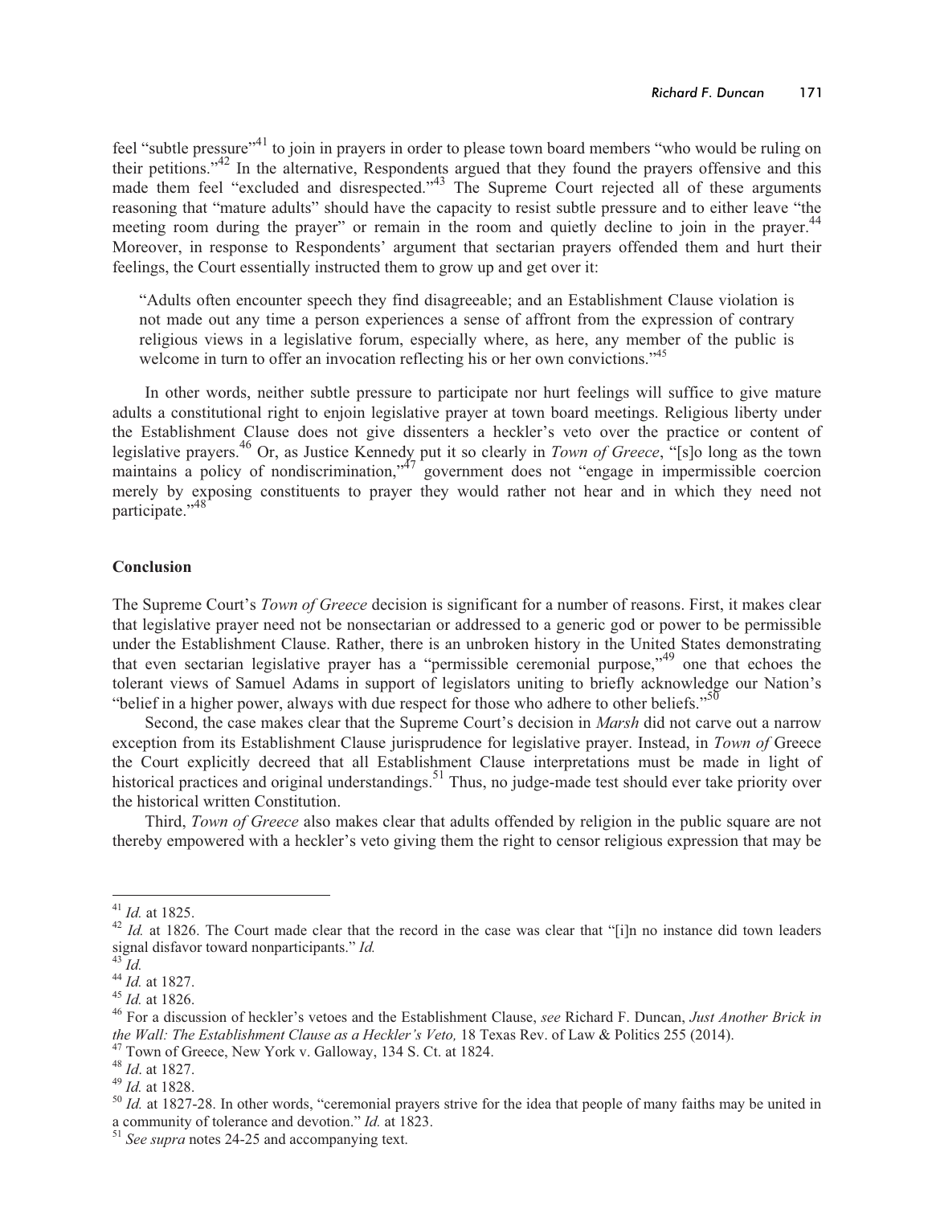feel "subtle pressure"[41] to join in prayers in order to please town board members "who would be ruling on their petitions."[42] In the alternative, Respondents argued that they found the prayers offensive and this made them feel "excluded and disrespected."[43] The Supreme Court rejected all of these arguments reasoning that "mature adults" should have the capacity to resist subtle pressure and to either leave "the meeting room during the prayer" or remain in the room and quietly decline to join in the prayer.[44] Moreover, in response to Respondents' argument that sectarian prayers offended them and hurt their feelings, the Court essentially instructed them to grow up and get over it:

> "Adults often encounter speech they find disagreeable; and an Establishment Clause violation is not made out any time a person experiences a sense of affront from the expression of contrary religious views in a legislative forum, especially where, as here, any member of the public is welcome in turn to offer an invocation reflecting his or her own convictions."[45]

In other words, neither subtle pressure to participate nor hurt feelings will suffice to give mature adults a constitutional right to enjoin legislative prayer at town board meetings. Religious liberty under the Establishment Clause does not give dissenters a heckler's veto over the practice or content of legislative prayers.[46] Or, as Justice Kennedy put it so clearly in *Town of Greece*, "[s]o long as the town maintains a policy of nondiscrimination,"[47] government does not "engage in impermissible coercion merely by exposing constituents to prayer they would rather not hear and in which they need not participate."[48]

## Conclusion

The Supreme Court's *Town of Greece* decision is significant for a number of reasons. First, it makes clear that legislative prayer need not be nonsectarian or addressed to a generic god or power to be permissible under the Establishment Clause. Rather, there is an unbroken history in the United States demonstrating that even sectarian legislative prayer has a "permissible ceremonial purpose,"[49] one that echoes the tolerant views of Samuel Adams in support of legislators uniting to briefly acknowledge our Nation's "belief in a higher power, always with due respect for those who adhere to other beliefs."[50]

Second, the case makes clear that the Supreme Court's decision in *Marsh* did not carve out a narrow exception from its Establishment Clause jurisprudence for legislative prayer. Instead, in *Town of* Greece the Court explicitly decreed that all Establishment Clause interpretations must be made in light of historical practices and original understandings.[51] Thus, no judge-made test should ever take priority over the historical written Constitution.

Third, *Town of Greece* also makes clear that adults offended by religion in the public square are not thereby empowered with a heckler's veto giving them the right to censor religious expression that may be

---

[41] *Id.* at 1825.

[42] *Id.* at 1826. The Court made clear that the record in the case was clear that "[i]n no instance did town leaders signal disfavor toward nonparticipants." *Id.*

[43] *Id.*

[44] *Id.* at 1827.

[45] *Id.* at 1826.

[46] For a discussion of heckler's vetoes and the Establishment Clause, *see* Richard F. Duncan, *Just Another Brick in the Wall: The Establishment Clause as a Heckler's Veto,* 18 Texas Rev. of Law & Politics 255 (2014).

[47] Town of Greece, New York v. Galloway, 134 S. Ct. at 1824.

[48] *Id*. at 1827.

[49] *Id.* at 1828.

[50] *Id.* at 1827-28. In other words, "ceremonial prayers strive for the idea that people of many faiths may be united in a community of tolerance and devotion." *Id.* at 1823.

[51] *See supra* notes 24-25 and accompanying text.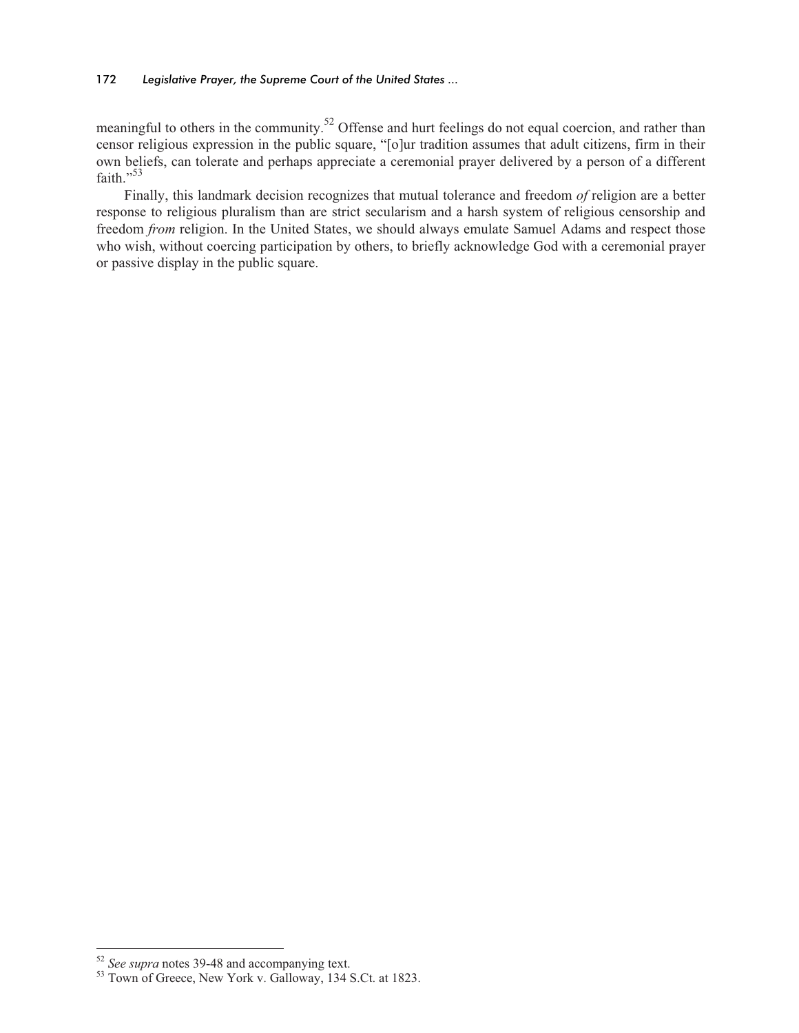meaningful to others in the community.[52] Offense and hurt feelings do not equal coercion, and rather than censor religious expression in the public square, "[o]ur tradition assumes that adult citizens, firm in their own beliefs, can tolerate and perhaps appreciate a ceremonial prayer delivered by a person of a different faith."[53]

Finally, this landmark decision recognizes that mutual tolerance and freedom *of* religion are a better response to religious pluralism than are strict secularism and a harsh system of religious censorship and freedom *from* religion. In the United States, we should always emulate Samuel Adams and respect those who wish, without coercing participation by others, to briefly acknowledge God with a ceremonial prayer or passive display in the public square.

---

[52] *See supra* notes 39-48 and accompanying text.

[53] Town of Greece, New York v. Galloway, 134 S.Ct. at 1823.